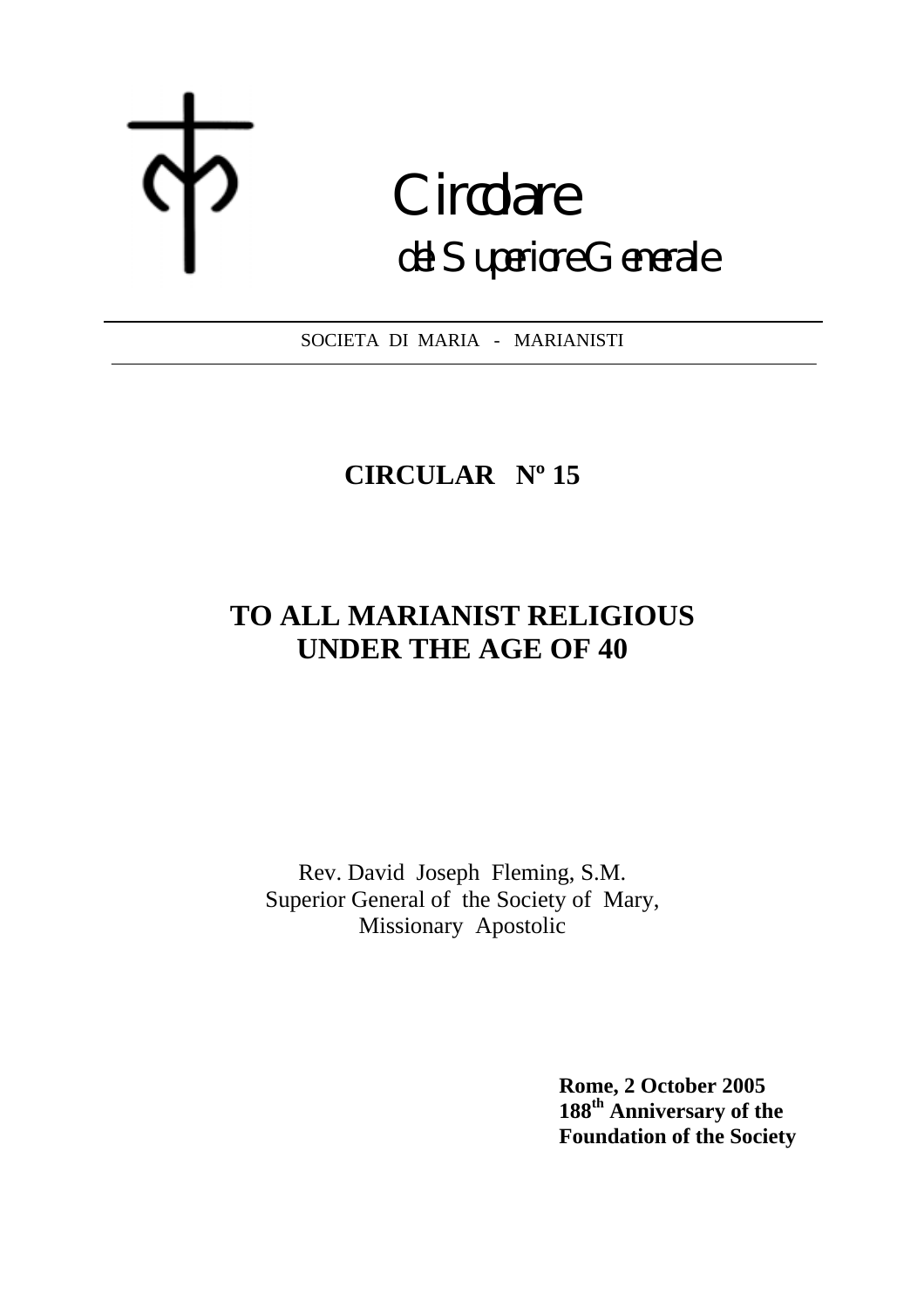# Circolare

## del Superiore Generale

SOCIETA DI MARIA - MARIANISTI

## CIRCULAR Nº 15

## TO ALL MARIANIST RELIGIOUS UNDER THE AGE OF 40

Rev. David Joseph Fleming, S.M.
Superior General of the Society of Mary,
Missionary Apostolic

**Rome, 2 October 2005**
**188th Anniversary of the Foundation of the Society**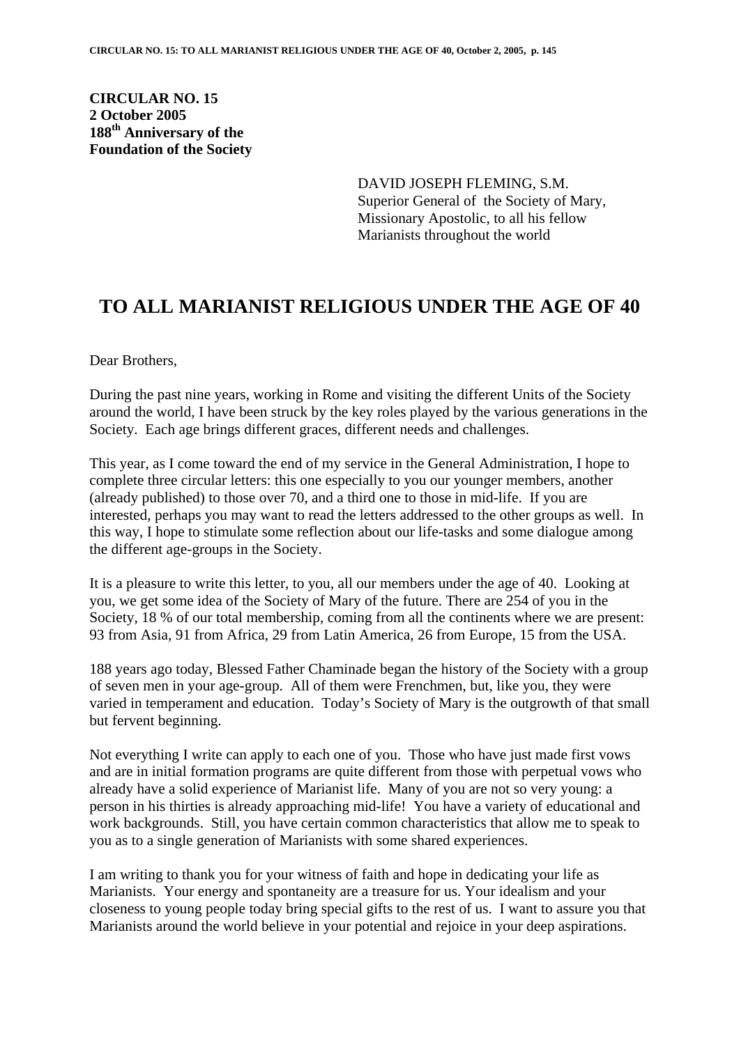**CIRCULAR NO. 15**
**2 October 2005**
**188th Anniversary of the Foundation of the Society**

DAVID JOSEPH FLEMING, S.M.
Superior General of the Society of Mary,
Missionary Apostolic, to all his fellow
Marianists throughout the world

# TO ALL MARIANIST RELIGIOUS UNDER THE AGE OF 40

Dear Brothers,

During the past nine years, working in Rome and visiting the different Units of the Society around the world, I have been struck by the key roles played by the various generations in the Society. Each age brings different graces, different needs and challenges.

This year, as I come toward the end of my service in the General Administration, I hope to complete three circular letters: this one especially to you our younger members, another (already published) to those over 70, and a third one to those in mid-life. If you are interested, perhaps you may want to read the letters addressed to the other groups as well. In this way, I hope to stimulate some reflection about our life-tasks and some dialogue among the different age-groups in the Society.

It is a pleasure to write this letter, to you, all our members under the age of 40. Looking at you, we get some idea of the Society of Mary of the future. There are 254 of you in the Society, 18 % of our total membership, coming from all the continents where we are present: 93 from Asia, 91 from Africa, 29 from Latin America, 26 from Europe, 15 from the USA.

188 years ago today, Blessed Father Chaminade began the history of the Society with a group of seven men in your age-group. All of them were Frenchmen, but, like you, they were varied in temperament and education. Today's Society of Mary is the outgrowth of that small but fervent beginning.

Not everything I write can apply to each one of you. Those who have just made first vows and are in initial formation programs are quite different from those with perpetual vows who already have a solid experience of Marianist life. Many of you are not so very young: a person in his thirties is already approaching mid-life! You have a variety of educational and work backgrounds. Still, you have certain common characteristics that allow me to speak to you as to a single generation of Marianists with some shared experiences.

I am writing to thank you for your witness of faith and hope in dedicating your life as Marianists. Your energy and spontaneity are a treasure for us. Your idealism and your closeness to young people today bring special gifts to the rest of us. I want to assure you that Marianists around the world believe in your potential and rejoice in your deep aspirations.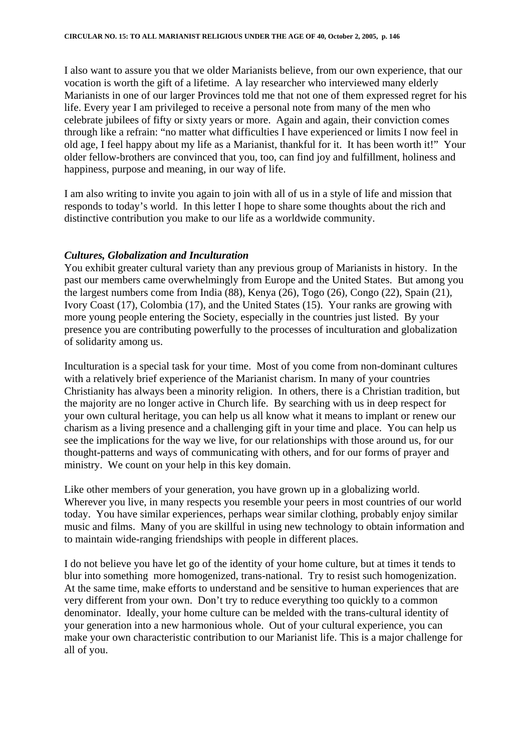I also want to assure you that we older Marianists believe, from our own experience, that our vocation is worth the gift of a lifetime. A lay researcher who interviewed many elderly Marianists in one of our larger Provinces told me that not one of them expressed regret for his life. Every year I am privileged to receive a personal note from many of the men who celebrate jubilees of fifty or sixty years or more. Again and again, their conviction comes through like a refrain: "no matter what difficulties I have experienced or limits I now feel in old age, I feel happy about my life as a Marianist, thankful for it. It has been worth it!" Your older fellow-brothers are convinced that you, too, can find joy and fulfillment, holiness and happiness, purpose and meaning, in our way of life.

I am also writing to invite you again to join with all of us in a style of life and mission that responds to today's world. In this letter I hope to share some thoughts about the rich and distinctive contribution you make to our life as a worldwide community.

***Cultures, Globalization and Inculturation***

You exhibit greater cultural variety than any previous group of Marianists in history. In the past our members came overwhelmingly from Europe and the United States. But among you the largest numbers come from India (88), Kenya (26), Togo (26), Congo (22), Spain (21), Ivory Coast (17), Colombia (17), and the United States (15). Your ranks are growing with more young people entering the Society, especially in the countries just listed. By your presence you are contributing powerfully to the processes of inculturation and globalization of solidarity among us.

Inculturation is a special task for your time. Most of you come from non-dominant cultures with a relatively brief experience of the Marianist charism. In many of your countries Christianity has always been a minority religion. In others, there is a Christian tradition, but the majority are no longer active in Church life. By searching with us in deep respect for your own cultural heritage, you can help us all know what it means to implant or renew our charism as a living presence and a challenging gift in your time and place. You can help us see the implications for the way we live, for our relationships with those around us, for our thought-patterns and ways of communicating with others, and for our forms of prayer and ministry. We count on your help in this key domain.

Like other members of your generation, you have grown up in a globalizing world. Wherever you live, in many respects you resemble your peers in most countries of our world today. You have similar experiences, perhaps wear similar clothing, probably enjoy similar music and films. Many of you are skillful in using new technology to obtain information and to maintain wide-ranging friendships with people in different places.

I do not believe you have let go of the identity of your home culture, but at times it tends to blur into something more homogenized, trans-national. Try to resist such homogenization. At the same time, make efforts to understand and be sensitive to human experiences that are very different from your own. Don't try to reduce everything too quickly to a common denominator. Ideally, your home culture can be melded with the trans-cultural identity of your generation into a new harmonious whole. Out of your cultural experience, you can make your own characteristic contribution to our Marianist life. This is a major challenge for all of you.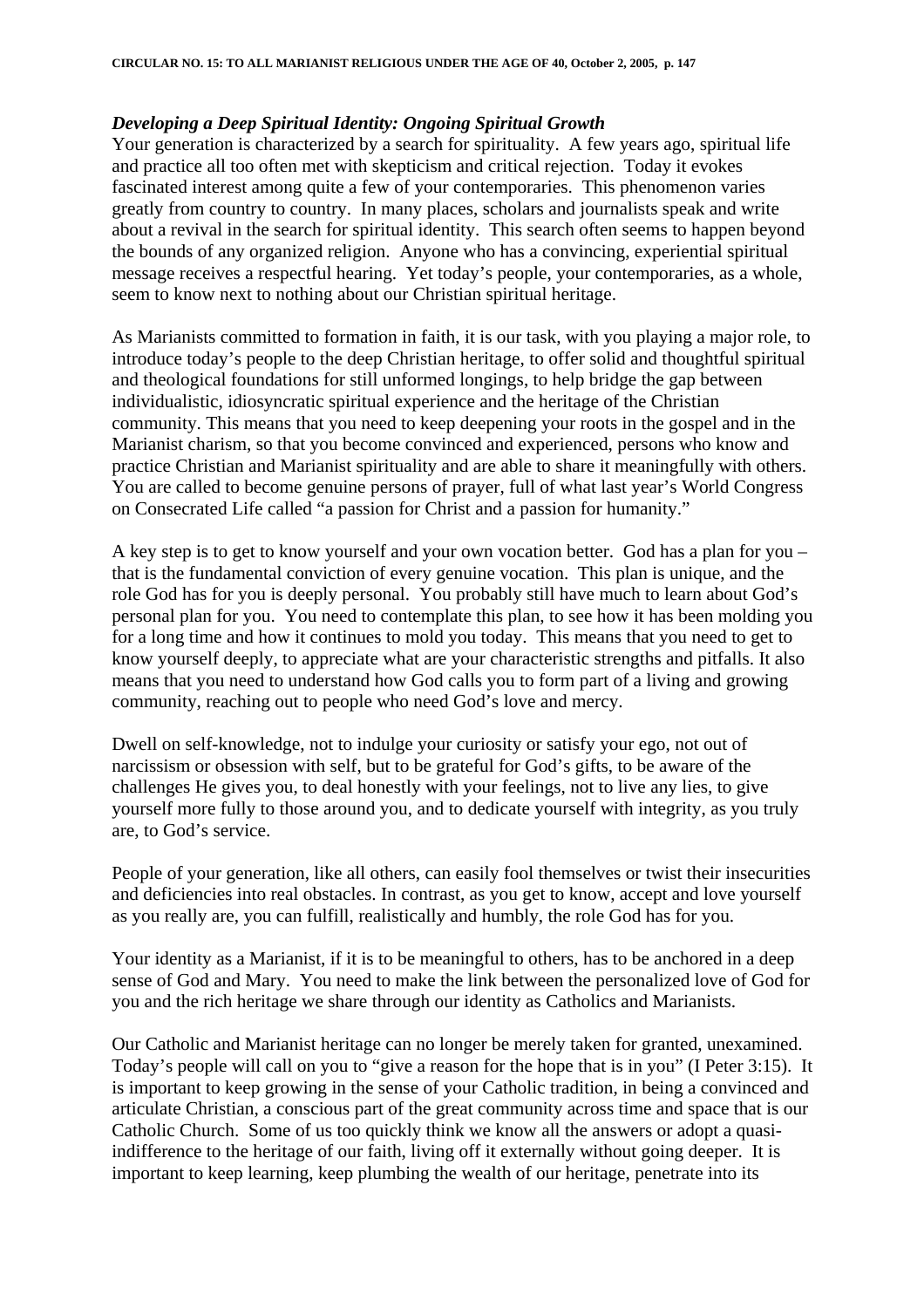### *Developing a Deep Spiritual Identity: Ongoing Spiritual Growth*

Your generation is characterized by a search for spirituality. A few years ago, spiritual life and practice all too often met with skepticism and critical rejection. Today it evokes fascinated interest among quite a few of your contemporaries. This phenomenon varies greatly from country to country. In many places, scholars and journalists speak and write about a revival in the search for spiritual identity. This search often seems to happen beyond the bounds of any organized religion. Anyone who has a convincing, experiential spiritual message receives a respectful hearing. Yet today's people, your contemporaries, as a whole, seem to know next to nothing about our Christian spiritual heritage.

As Marianists committed to formation in faith, it is our task, with you playing a major role, to introduce today's people to the deep Christian heritage, to offer solid and thoughtful spiritual and theological foundations for still unformed longings, to help bridge the gap between individualistic, idiosyncratic spiritual experience and the heritage of the Christian community. This means that you need to keep deepening your roots in the gospel and in the Marianist charism, so that you become convinced and experienced, persons who know and practice Christian and Marianist spirituality and are able to share it meaningfully with others. You are called to become genuine persons of prayer, full of what last year's World Congress on Consecrated Life called "a passion for Christ and a passion for humanity."

A key step is to get to know yourself and your own vocation better. God has a plan for you – that is the fundamental conviction of every genuine vocation. This plan is unique, and the role God has for you is deeply personal. You probably still have much to learn about God's personal plan for you. You need to contemplate this plan, to see how it has been molding you for a long time and how it continues to mold you today. This means that you need to get to know yourself deeply, to appreciate what are your characteristic strengths and pitfalls. It also means that you need to understand how God calls you to form part of a living and growing community, reaching out to people who need God's love and mercy.

Dwell on self-knowledge, not to indulge your curiosity or satisfy your ego, not out of narcissism or obsession with self, but to be grateful for God's gifts, to be aware of the challenges He gives you, to deal honestly with your feelings, not to live any lies, to give yourself more fully to those around you, and to dedicate yourself with integrity, as you truly are, to God's service.

People of your generation, like all others, can easily fool themselves or twist their insecurities and deficiencies into real obstacles. In contrast, as you get to know, accept and love yourself as you really are, you can fulfill, realistically and humbly, the role God has for you.

Your identity as a Marianist, if it is to be meaningful to others, has to be anchored in a deep sense of God and Mary. You need to make the link between the personalized love of God for you and the rich heritage we share through our identity as Catholics and Marianists.

Our Catholic and Marianist heritage can no longer be merely taken for granted, unexamined. Today's people will call on you to "give a reason for the hope that is in you" (I Peter 3:15). It is important to keep growing in the sense of your Catholic tradition, in being a convinced and articulate Christian, a conscious part of the great community across time and space that is our Catholic Church. Some of us too quickly think we know all the answers or adopt a quasi-indifference to the heritage of our faith, living off it externally without going deeper. It is important to keep learning, keep plumbing the wealth of our heritage, penetrate into its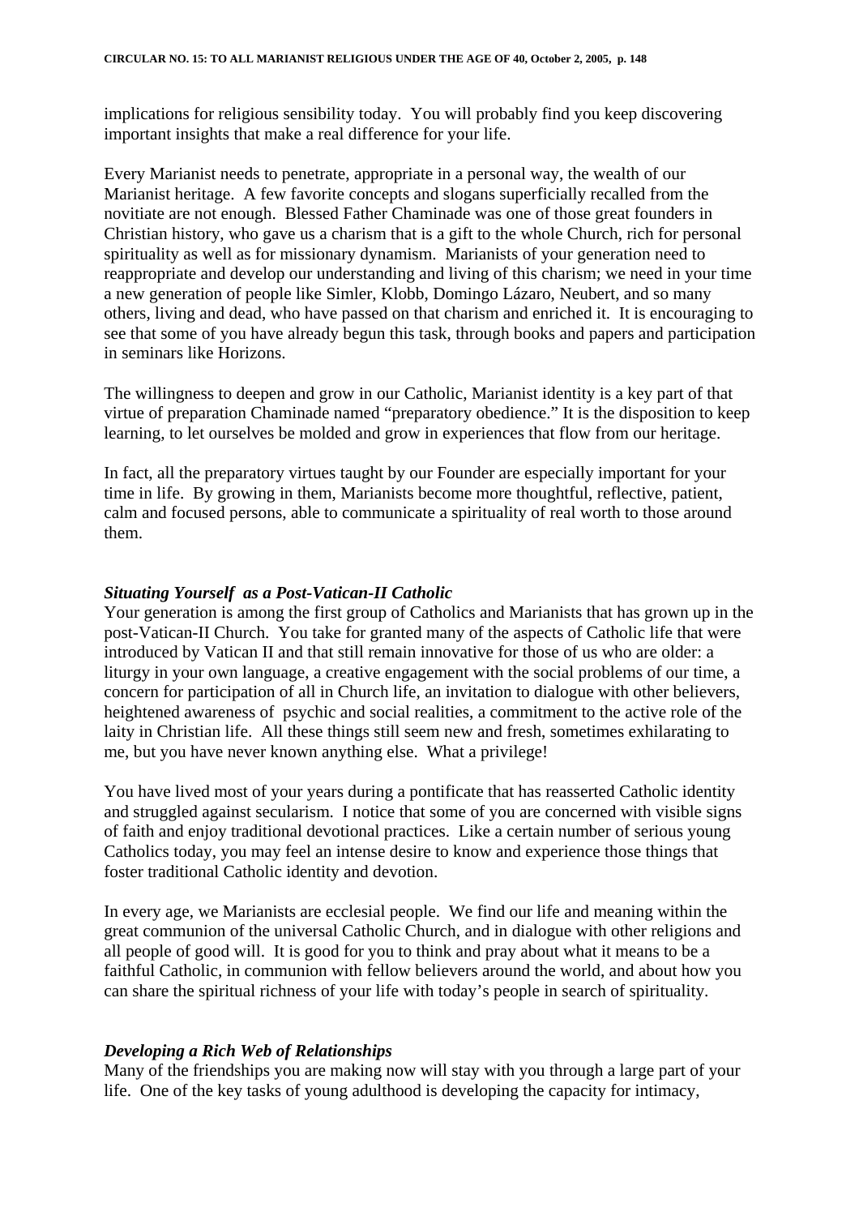implications for religious sensibility today. You will probably find you keep discovering important insights that make a real difference for your life.

Every Marianist needs to penetrate, appropriate in a personal way, the wealth of our Marianist heritage. A few favorite concepts and slogans superficially recalled from the novitiate are not enough. Blessed Father Chaminade was one of those great founders in Christian history, who gave us a charism that is a gift to the whole Church, rich for personal spirituality as well as for missionary dynamism. Marianists of your generation need to reappropriate and develop our understanding and living of this charism; we need in your time a new generation of people like Simler, Klobb, Domingo Lázaro, Neubert, and so many others, living and dead, who have passed on that charism and enriched it. It is encouraging to see that some of you have already begun this task, through books and papers and participation in seminars like Horizons.

The willingness to deepen and grow in our Catholic, Marianist identity is a key part of that virtue of preparation Chaminade named "preparatory obedience." It is the disposition to keep learning, to let ourselves be molded and grow in experiences that flow from our heritage.

In fact, all the preparatory virtues taught by our Founder are especially important for your time in life. By growing in them, Marianists become more thoughtful, reflective, patient, calm and focused persons, able to communicate a spirituality of real worth to those around them.

### *Situating Yourself as a Post-Vatican-II Catholic*

Your generation is among the first group of Catholics and Marianists that has grown up in the post-Vatican-II Church. You take for granted many of the aspects of Catholic life that were introduced by Vatican II and that still remain innovative for those of us who are older: a liturgy in your own language, a creative engagement with the social problems of our time, a concern for participation of all in Church life, an invitation to dialogue with other believers, heightened awareness of psychic and social realities, a commitment to the active role of the laity in Christian life. All these things still seem new and fresh, sometimes exhilarating to me, but you have never known anything else. What a privilege!

You have lived most of your years during a pontificate that has reasserted Catholic identity and struggled against secularism. I notice that some of you are concerned with visible signs of faith and enjoy traditional devotional practices. Like a certain number of serious young Catholics today, you may feel an intense desire to know and experience those things that foster traditional Catholic identity and devotion.

In every age, we Marianists are ecclesial people. We find our life and meaning within the great communion of the universal Catholic Church, and in dialogue with other religions and all people of good will. It is good for you to think and pray about what it means to be a faithful Catholic, in communion with fellow believers around the world, and about how you can share the spiritual richness of your life with today's people in search of spirituality.

### *Developing a Rich Web of Relationships*

Many of the friendships you are making now will stay with you through a large part of your life. One of the key tasks of young adulthood is developing the capacity for intimacy,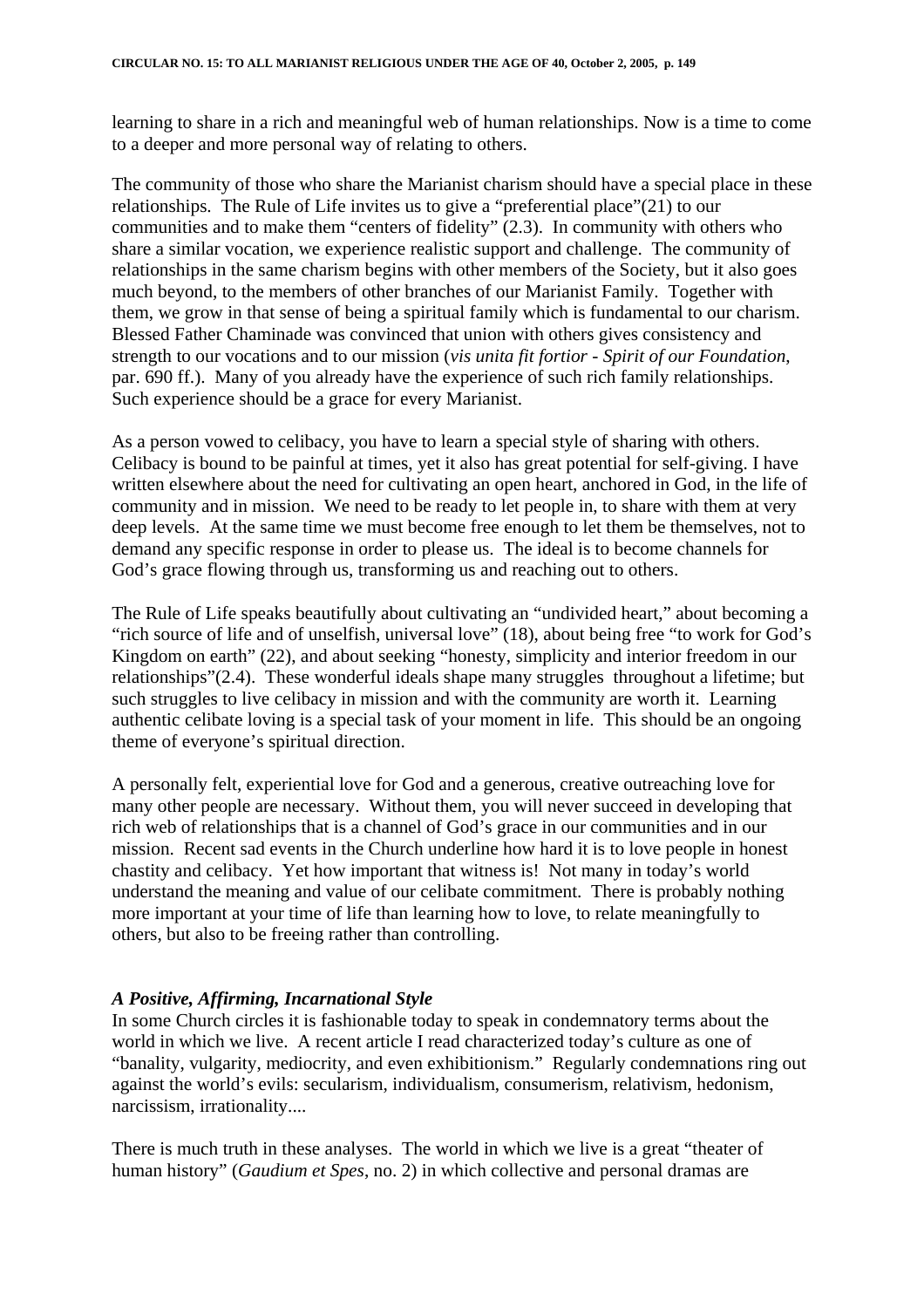learning to share in a rich and meaningful web of human relationships. Now is a time to come to a deeper and more personal way of relating to others.

The community of those who share the Marianist charism should have a special place in these relationships. The Rule of Life invites us to give a "preferential place"(21) to our communities and to make them "centers of fidelity" (2.3). In community with others who share a similar vocation, we experience realistic support and challenge. The community of relationships in the same charism begins with other members of the Society, but it also goes much beyond, to the members of other branches of our Marianist Family. Together with them, we grow in that sense of being a spiritual family which is fundamental to our charism. Blessed Father Chaminade was convinced that union with others gives consistency and strength to our vocations and to our mission (*vis unita fit fortior - Spirit of our Foundation*, par. 690 ff.). Many of you already have the experience of such rich family relationships. Such experience should be a grace for every Marianist.

As a person vowed to celibacy, you have to learn a special style of sharing with others. Celibacy is bound to be painful at times, yet it also has great potential for self-giving. I have written elsewhere about the need for cultivating an open heart, anchored in God, in the life of community and in mission. We need to be ready to let people in, to share with them at very deep levels. At the same time we must become free enough to let them be themselves, not to demand any specific response in order to please us. The ideal is to become channels for God's grace flowing through us, transforming us and reaching out to others.

The Rule of Life speaks beautifully about cultivating an "undivided heart," about becoming a "rich source of life and of unselfish, universal love" (18), about being free "to work for God's Kingdom on earth" (22), and about seeking "honesty, simplicity and interior freedom in our relationships"(2.4). These wonderful ideals shape many struggles throughout a lifetime; but such struggles to live celibacy in mission and with the community are worth it. Learning authentic celibate loving is a special task of your moment in life. This should be an ongoing theme of everyone's spiritual direction.

A personally felt, experiential love for God and a generous, creative outreaching love for many other people are necessary. Without them, you will never succeed in developing that rich web of relationships that is a channel of God's grace in our communities and in our mission. Recent sad events in the Church underline how hard it is to love people in honest chastity and celibacy. Yet how important that witness is! Not many in today's world understand the meaning and value of our celibate commitment. There is probably nothing more important at your time of life than learning how to love, to relate meaningfully to others, but also to be freeing rather than controlling.

### *A Positive, Affirming, Incarnational Style*

In some Church circles it is fashionable today to speak in condemnatory terms about the world in which we live. A recent article I read characterized today's culture as one of "banality, vulgarity, mediocrity, and even exhibitionism." Regularly condemnations ring out against the world's evils: secularism, individualism, consumerism, relativism, hedonism, narcissism, irrationality....

There is much truth in these analyses. The world in which we live is a great "theater of human history" (*Gaudium et Spes*, no. 2) in which collective and personal dramas are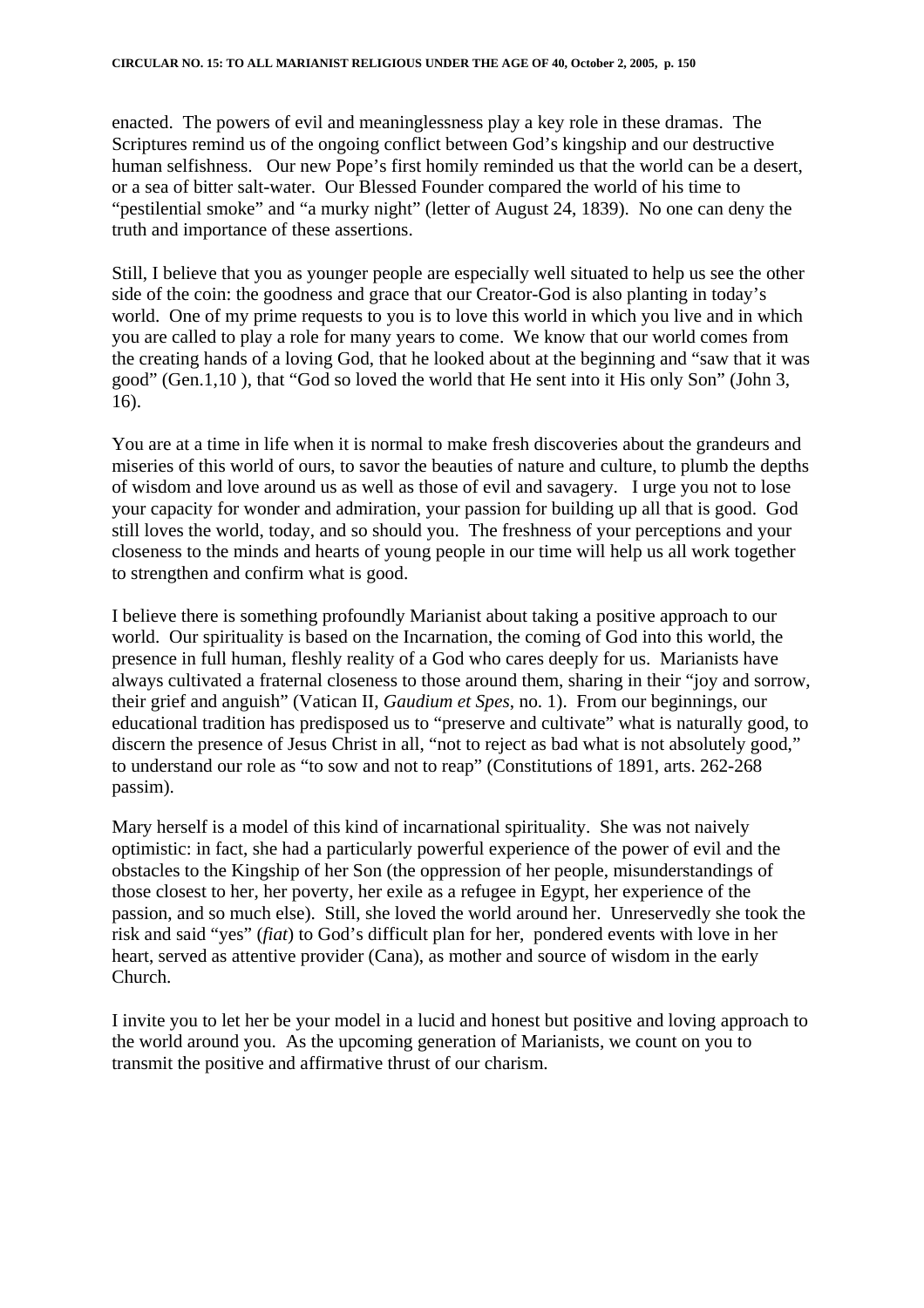enacted.  The powers of evil and meaninglessness play a key role in these dramas.  The Scriptures remind us of the ongoing conflict between God's kingship and our destructive human selfishness.   Our new Pope's first homily reminded us that the world can be a desert, or a sea of bitter salt-water.  Our Blessed Founder compared the world of his time to "pestilential smoke" and "a murky night" (letter of August 24, 1839).  No one can deny the truth and importance of these assertions.

Still, I believe that you as younger people are especially well situated to help us see the other side of the coin: the goodness and grace that our Creator-God is also planting in today's world.  One of my prime requests to you is to love this world in which you live and in which you are called to play a role for many years to come.  We know that our world comes from the creating hands of a loving God, that he looked about at the beginning and "saw that it was good" (Gen.1,10 ), that "God so loved the world that He sent into it His only Son" (John 3, 16).

You are at a time in life when it is normal to make fresh discoveries about the grandeurs and miseries of this world of ours, to savor the beauties of nature and culture, to plumb the depths of wisdom and love around us as well as those of evil and savagery.   I urge you not to lose your capacity for wonder and admiration, your passion for building up all that is good.  God still loves the world, today, and so should you.  The freshness of your perceptions and your closeness to the minds and hearts of young people in our time will help us all work together to strengthen and confirm what is good.

I believe there is something profoundly Marianist about taking a positive approach to our world.  Our spirituality is based on the Incarnation, the coming of God into this world, the presence in full human, fleshly reality of a God who cares deeply for us.  Marianists have always cultivated a fraternal closeness to those around them, sharing in their "joy and sorrow, their grief and anguish" (Vatican II, *Gaudium et Spes*, no. 1).  From our beginnings, our educational tradition has predisposed us to "preserve and cultivate" what is naturally good, to discern the presence of Jesus Christ in all, "not to reject as bad what is not absolutely good," to understand our role as "to sow and not to reap" (Constitutions of 1891, arts. 262-268 passim).

Mary herself is a model of this kind of incarnational spirituality.  She was not naively optimistic: in fact, she had a particularly powerful experience of the power of evil and the obstacles to the Kingship of her Son (the oppression of her people, misunderstandings of those closest to her, her poverty, her exile as a refugee in Egypt, her experience of the passion, and so much else).  Still, she loved the world around her.  Unreservedly she took the risk and said "yes" (*fiat*) to God's difficult plan for her,  pondered events with love in her heart, served as attentive provider (Cana), as mother and source of wisdom in the early Church.

I invite you to let her be your model in a lucid and honest but positive and loving approach to the world around you.  As the upcoming generation of Marianists, we count on you to transmit the positive and affirmative thrust of our charism.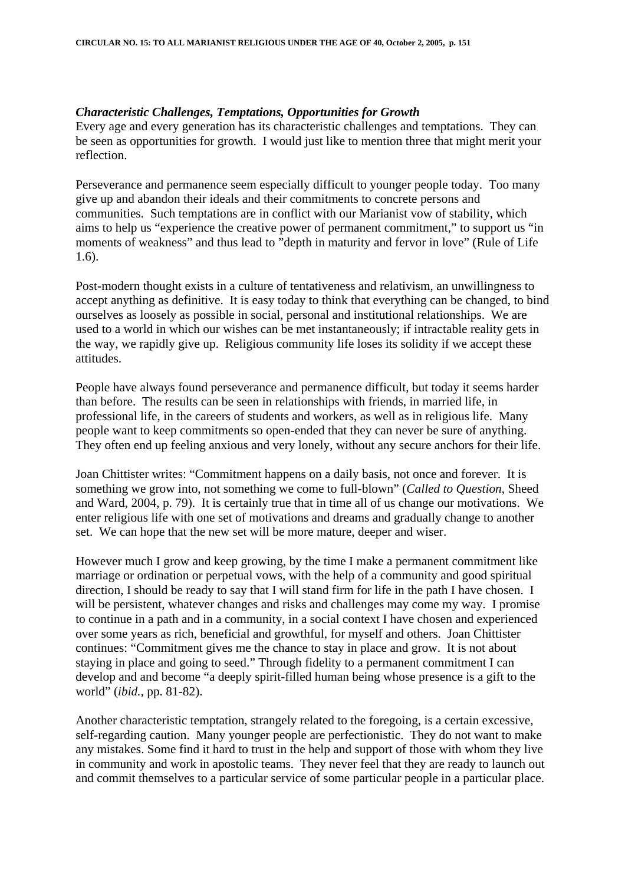***Characteristic Challenges, Temptations, Opportunities for Growth***

Every age and every generation has its characteristic challenges and temptations. They can be seen as opportunities for growth. I would just like to mention three that might merit your reflection.

Perseverance and permanence seem especially difficult to younger people today. Too many give up and abandon their ideals and their commitments to concrete persons and communities. Such temptations are in conflict with our Marianist vow of stability, which aims to help us "experience the creative power of permanent commitment," to support us "in moments of weakness" and thus lead to "depth in maturity and fervor in love" (Rule of Life 1.6).

Post-modern thought exists in a culture of tentativeness and relativism, an unwillingness to accept anything as definitive. It is easy today to think that everything can be changed, to bind ourselves as loosely as possible in social, personal and institutional relationships. We are used to a world in which our wishes can be met instantaneously; if intractable reality gets in the way, we rapidly give up. Religious community life loses its solidity if we accept these attitudes.

People have always found perseverance and permanence difficult, but today it seems harder than before. The results can be seen in relationships with friends, in married life, in professional life, in the careers of students and workers, as well as in religious life. Many people want to keep commitments so open-ended that they can never be sure of anything. They often end up feeling anxious and very lonely, without any secure anchors for their life.

Joan Chittister writes: "Commitment happens on a daily basis, not once and forever. It is something we grow into, not something we come to full-blown" (*Called to Question*, Sheed and Ward, 2004, p. 79). It is certainly true that in time all of us change our motivations. We enter religious life with one set of motivations and dreams and gradually change to another set. We can hope that the new set will be more mature, deeper and wiser.

However much I grow and keep growing, by the time I make a permanent commitment like marriage or ordination or perpetual vows, with the help of a community and good spiritual direction, I should be ready to say that I will stand firm for life in the path I have chosen. I will be persistent, whatever changes and risks and challenges may come my way. I promise to continue in a path and in a community, in a social context I have chosen and experienced over some years as rich, beneficial and growthful, for myself and others. Joan Chittister continues: "Commitment gives me the chance to stay in place and grow. It is not about staying in place and going to seed." Through fidelity to a permanent commitment I can develop and and become "a deeply spirit-filled human being whose presence is a gift to the world" (*ibid.,* pp. 81-82).

Another characteristic temptation, strangely related to the foregoing, is a certain excessive, self-regarding caution. Many younger people are perfectionistic. They do not want to make any mistakes. Some find it hard to trust in the help and support of those with whom they live in community and work in apostolic teams. They never feel that they are ready to launch out and commit themselves to a particular service of some particular people in a particular place.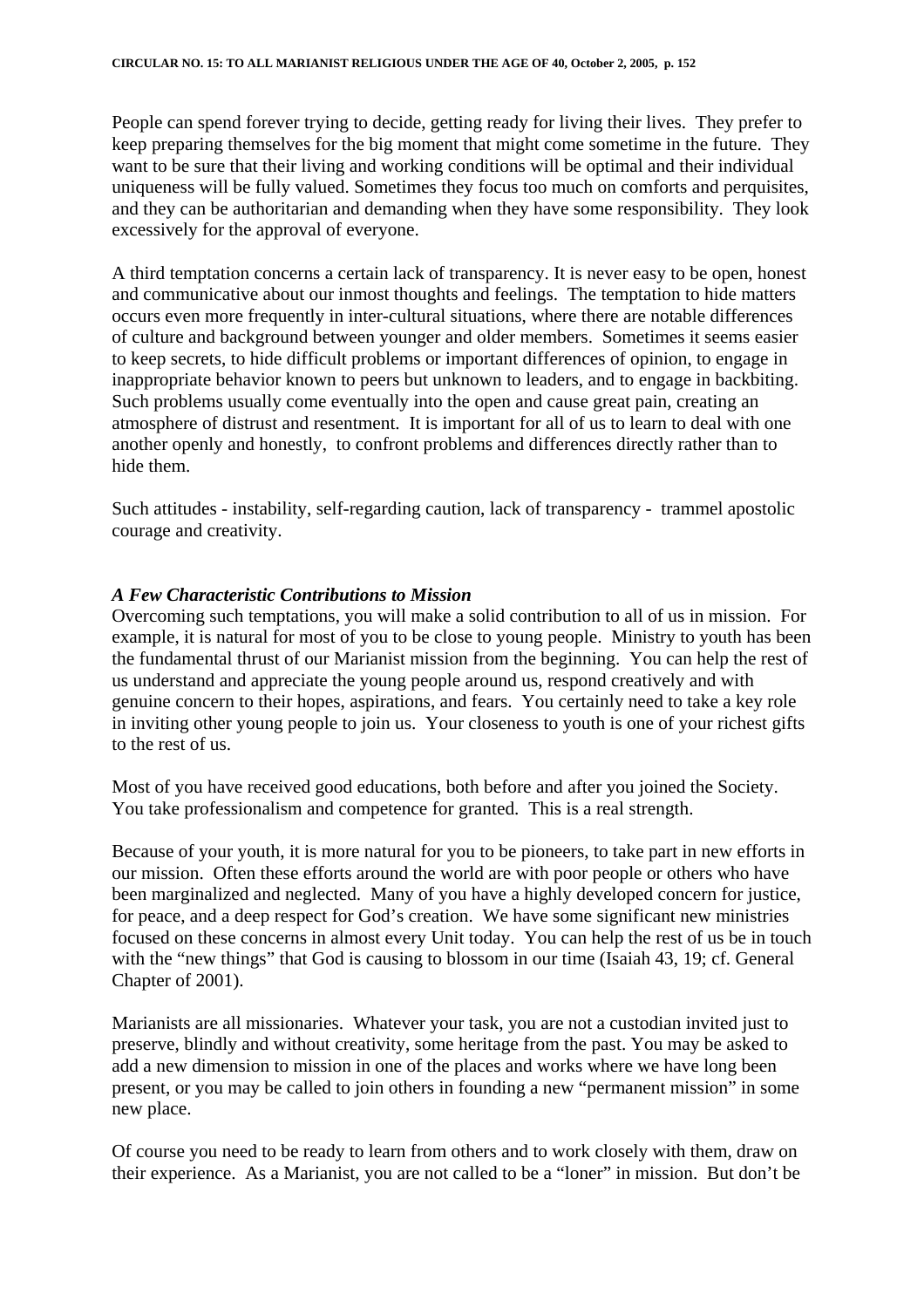People can spend forever trying to decide, getting ready for living their lives. They prefer to keep preparing themselves for the big moment that might come sometime in the future. They want to be sure that their living and working conditions will be optimal and their individual uniqueness will be fully valued. Sometimes they focus too much on comforts and perquisites, and they can be authoritarian and demanding when they have some responsibility. They look excessively for the approval of everyone.

A third temptation concerns a certain lack of transparency. It is never easy to be open, honest and communicative about our inmost thoughts and feelings. The temptation to hide matters occurs even more frequently in inter-cultural situations, where there are notable differences of culture and background between younger and older members. Sometimes it seems easier to keep secrets, to hide difficult problems or important differences of opinion, to engage in inappropriate behavior known to peers but unknown to leaders, and to engage in backbiting. Such problems usually come eventually into the open and cause great pain, creating an atmosphere of distrust and resentment. It is important for all of us to learn to deal with one another openly and honestly, to confront problems and differences directly rather than to hide them.

Such attitudes - instability, self-regarding caution, lack of transparency - trammel apostolic courage and creativity.

***A Few Characteristic Contributions to Mission***

Overcoming such temptations, you will make a solid contribution to all of us in mission. For example, it is natural for most of you to be close to young people. Ministry to youth has been the fundamental thrust of our Marianist mission from the beginning. You can help the rest of us understand and appreciate the young people around us, respond creatively and with genuine concern to their hopes, aspirations, and fears. You certainly need to take a key role in inviting other young people to join us. Your closeness to youth is one of your richest gifts to the rest of us.

Most of you have received good educations, both before and after you joined the Society. You take professionalism and competence for granted. This is a real strength.

Because of your youth, it is more natural for you to be pioneers, to take part in new efforts in our mission. Often these efforts around the world are with poor people or others who have been marginalized and neglected. Many of you have a highly developed concern for justice, for peace, and a deep respect for God's creation. We have some significant new ministries focused on these concerns in almost every Unit today. You can help the rest of us be in touch with the "new things" that God is causing to blossom in our time (Isaiah 43, 19; cf. General Chapter of 2001).

Marianists are all missionaries. Whatever your task, you are not a custodian invited just to preserve, blindly and without creativity, some heritage from the past. You may be asked to add a new dimension to mission in one of the places and works where we have long been present, or you may be called to join others in founding a new "permanent mission" in some new place.

Of course you need to be ready to learn from others and to work closely with them, draw on their experience. As a Marianist, you are not called to be a "loner" in mission. But don't be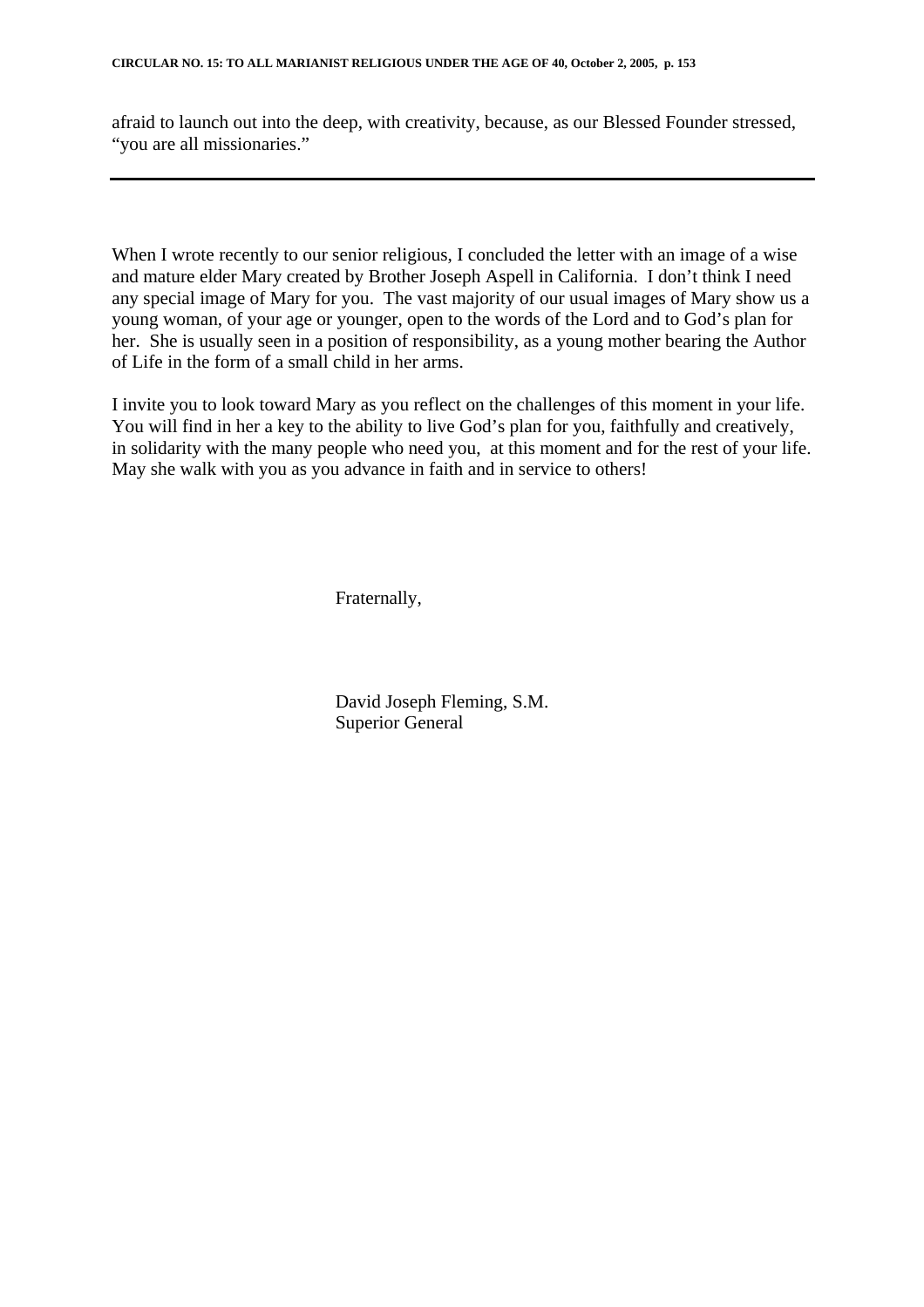afraid to launch out into the deep, with creativity, because, as our Blessed Founder stressed, "you are all missionaries."

---

When I wrote recently to our senior religious, I concluded the letter with an image of a wise and mature elder Mary created by Brother Joseph Aspell in California. I don't think I need any special image of Mary for you. The vast majority of our usual images of Mary show us a young woman, of your age or younger, open to the words of the Lord and to God's plan for her. She is usually seen in a position of responsibility, as a young mother bearing the Author of Life in the form of a small child in her arms.

I invite you to look toward Mary as you reflect on the challenges of this moment in your life. You will find in her a key to the ability to live God's plan for you, faithfully and creatively, in solidarity with the many people who need you, at this moment and for the rest of your life. May she walk with you as you advance in faith and in service to others!

Fraternally,

David Joseph Fleming, S.M.
Superior General